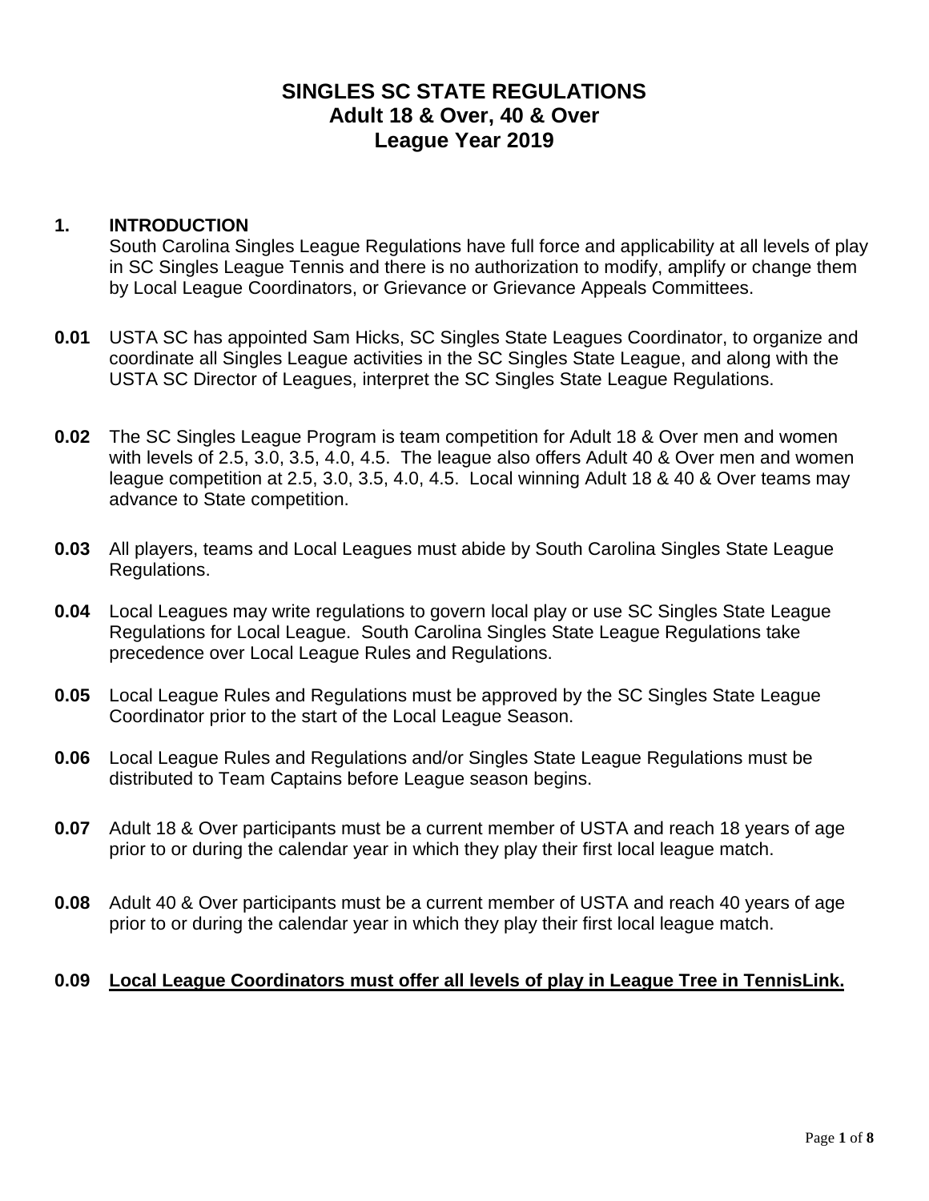# SINGLES SC STATE REGULATIONS
## Adult 18 & Over, 40 & Over
## League Year 2019

**1. INTRODUCTION**

South Carolina Singles League Regulations have full force and applicability at all levels of play in SC Singles League Tennis and there is no authorization to modify, amplify or change them by Local League Coordinators, or Grievance or Grievance Appeals Committees.

**0.01** USTA SC has appointed Sam Hicks, SC Singles State Leagues Coordinator, to organize and coordinate all Singles League activities in the SC Singles State League, and along with the USTA SC Director of Leagues, interpret the SC Singles State League Regulations.

**0.02** The SC Singles League Program is team competition for Adult 18 & Over men and women with levels of 2.5, 3.0, 3.5, 4.0, 4.5. The league also offers Adult 40 & Over men and women league competition at 2.5, 3.0, 3.5, 4.0, 4.5. Local winning Adult 18 & 40 & Over teams may advance to State competition.

**0.03** All players, teams and Local Leagues must abide by South Carolina Singles State League Regulations.

**0.04** Local Leagues may write regulations to govern local play or use SC Singles State League Regulations for Local League. South Carolina Singles State League Regulations take precedence over Local League Rules and Regulations.

**0.05** Local League Rules and Regulations must be approved by the SC Singles State League Coordinator prior to the start of the Local League Season.

**0.06** Local League Rules and Regulations and/or Singles State League Regulations must be distributed to Team Captains before League season begins.

**0.07** Adult 18 & Over participants must be a current member of USTA and reach 18 years of age prior to or during the calendar year in which they play their first local league match.

**0.08** Adult 40 & Over participants must be a current member of USTA and reach 40 years of age prior to or during the calendar year in which they play their first local league match.

**0.09** **<u>Local League Coordinators must offer all levels of play in League Tree in TennisLink.</u>**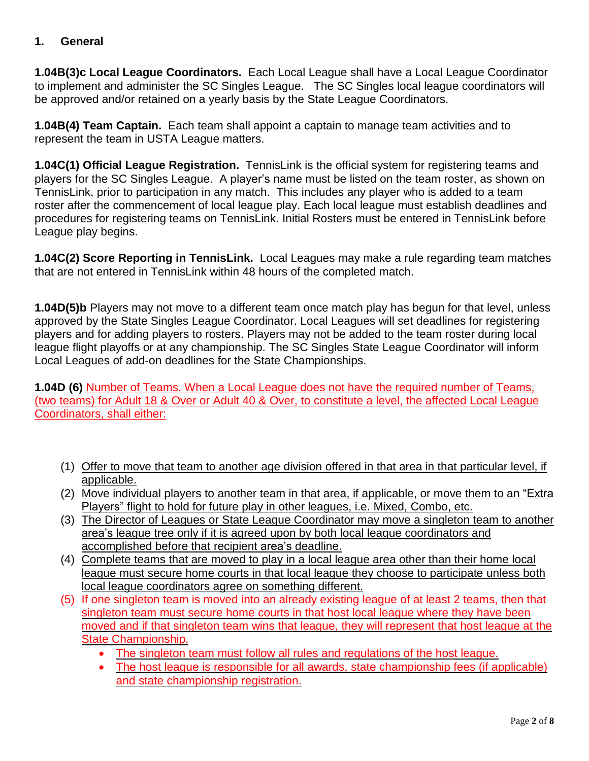## 1. General

**1.04B(3)c Local League Coordinators.** Each Local League shall have a Local League Coordinator to implement and administer the SC Singles League. The SC Singles local league coordinators will be approved and/or retained on a yearly basis by the State League Coordinators.

**1.04B(4) Team Captain.** Each team shall appoint a captain to manage team activities and to represent the team in USTA League matters.

**1.04C(1) Official League Registration.** TennisLink is the official system for registering teams and players for the SC Singles League. A player's name must be listed on the team roster, as shown on TennisLink, prior to participation in any match. This includes any player who is added to a team roster after the commencement of local league play. Each local league must establish deadlines and procedures for registering teams on TennisLink. Initial Rosters must be entered in TennisLink before League play begins.

**1.04C(2) Score Reporting in TennisLink.** Local Leagues may make a rule regarding team matches that are not entered in TennisLink within 48 hours of the completed match.

**1.04D(5)b** Players may not move to a different team once match play has begun for that level, unless approved by the State Singles League Coordinator. Local Leagues will set deadlines for registering players and for adding players to rosters. Players may not be added to the team roster during local league flight playoffs or at any championship. The SC Singles State League Coordinator will inform Local Leagues of add-on deadlines for the State Championships.

**1.04D (6)** Number of Teams. When a Local League does not have the required number of Teams, (two teams) for Adult 18 & Over or Adult 40 & Over, to constitute a level, the affected Local League Coordinators, shall either:

1. Offer to move that team to another age division offered in that area in that particular level, if applicable.
2. Move individual players to another team in that area, if applicable, or move them to an "Extra Players" flight to hold for future play in other leagues, i.e. Mixed, Combo, etc.
3. The Director of Leagues or State League Coordinator may move a singleton team to another area's league tree only if it is agreed upon by both local league coordinators and accomplished before that recipient area's deadline.
4. Complete teams that are moved to play in a local league area other than their home local league must secure home courts in that local league they choose to participate unless both local league coordinators agree on something different.
5. If one singleton team is moved into an already existing league of at least 2 teams, then that singleton team must secure home courts in that host local league where they have been moved and if that singleton team wins that league, they will represent that host league at the State Championship.
    - The singleton team must follow all rules and regulations of the host league.
    - The host league is responsible for all awards, state championship fees (if applicable) and state championship registration.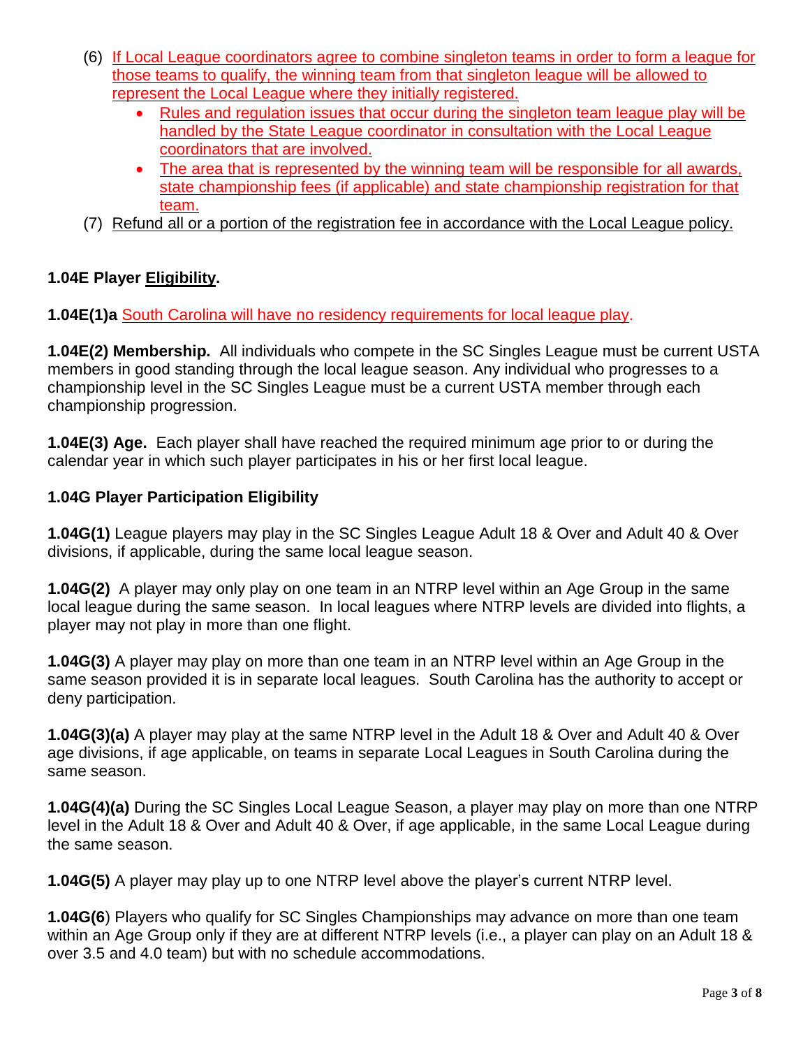(6) If Local League coordinators agree to combine singleton teams in order to form a league for those teams to qualify, the winning team from that singleton league will be allowed to represent the Local League where they initially registered.
   - Rules and regulation issues that occur during the singleton team league play will be handled by the State League coordinator in consultation with the Local League coordinators that are involved.
   - The area that is represented by the winning team will be responsible for all awards, state championship fees (if applicable) and state championship registration for that team.

(7) Refund all or a portion of the registration fee in accordance with the Local League policy.

**1.04E Player Eligibility.**

**1.04E(1)a** South Carolina will have no residency requirements for local league play.

**1.04E(2) Membership.** All individuals who compete in the SC Singles League must be current USTA members in good standing through the local league season. Any individual who progresses to a championship level in the SC Singles League must be a current USTA member through each championship progression.

**1.04E(3) Age.** Each player shall have reached the required minimum age prior to or during the calendar year in which such player participates in his or her first local league.

**1.04G Player Participation Eligibility**

**1.04G(1)** League players may play in the SC Singles League Adult 18 & Over and Adult 40 & Over divisions, if applicable, during the same local league season.

**1.04G(2)** A player may only play on one team in an NTRP level within an Age Group in the same local league during the same season. In local leagues where NTRP levels are divided into flights, a player may not play in more than one flight.

**1.04G(3)** A player may play on more than one team in an NTRP level within an Age Group in the same season provided it is in separate local leagues. South Carolina has the authority to accept or deny participation.

**1.04G(3)(a)** A player may play at the same NTRP level in the Adult 18 & Over and Adult 40 & Over age divisions, if age applicable, on teams in separate Local Leagues in South Carolina during the same season.

**1.04G(4)(a)** During the SC Singles Local League Season, a player may play on more than one NTRP level in the Adult 18 & Over and Adult 40 & Over, if age applicable, in the same Local League during the same season.

**1.04G(5)** A player may play up to one NTRP level above the player's current NTRP level.

**1.04G(6**) Players who qualify for SC Singles Championships may advance on more than one team within an Age Group only if they are at different NTRP levels (i.e., a player can play on an Adult 18 & over 3.5 and 4.0 team) but with no schedule accommodations.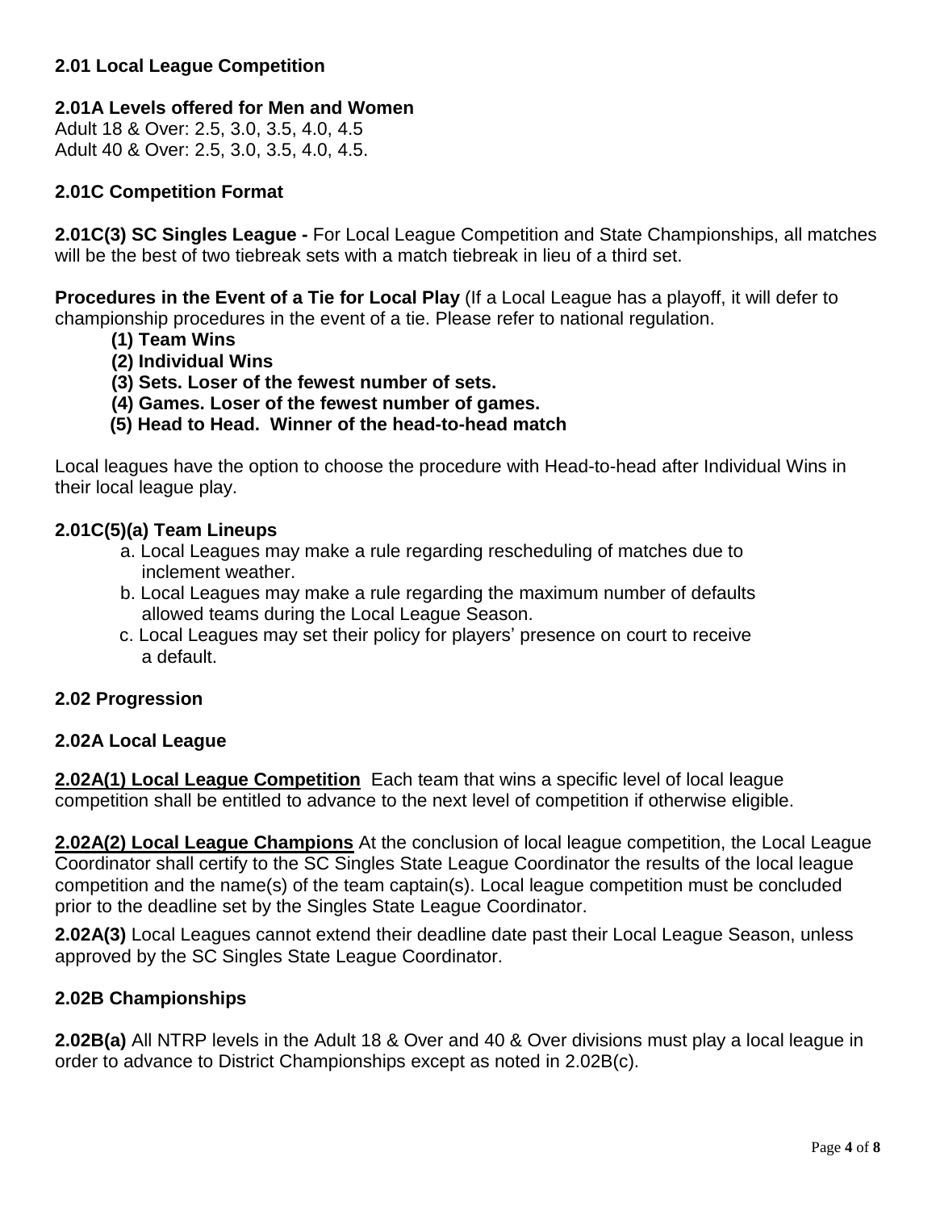**2.01 Local League Competition**

**2.01A Levels offered for Men and Women**
Adult 18 & Over: 2.5, 3.0, 3.5, 4.0, 4.5
Adult 40 & Over: 2.5, 3.0, 3.5, 4.0, 4.5.

**2.01C Competition Format**

**2.01C(3) SC Singles League -** For Local League Competition and State Championships, all matches will be the best of two tiebreak sets with a match tiebreak in lieu of a third set.

**Procedures in the Event of a Tie for Local Play** (If a Local League has a playoff, it will defer to championship procedures in the event of a tie. Please refer to national regulation.

- **(1) Team Wins**
- **(2) Individual Wins**
- **(3) Sets. Loser of the fewest number of sets.**
- **(4) Games. Loser of the fewest number of games.**
- **(5) Head to Head. Winner of the head-to-head match**

Local leagues have the option to choose the procedure with Head-to-head after Individual Wins in their local league play.

**2.01C(5)(a) Team Lineups**

a. Local Leagues may make a rule regarding rescheduling of matches due to inclement weather.

b. Local Leagues may make a rule regarding the maximum number of defaults allowed teams during the Local League Season.

c. Local Leagues may set their policy for players' presence on court to receive a default.

**2.02 Progression**

**2.02A Local League**

**2.02A(1) Local League Competition** Each team that wins a specific level of local league competition shall be entitled to advance to the next level of competition if otherwise eligible.

**2.02A(2) Local League Champions** At the conclusion of local league competition, the Local League Coordinator shall certify to the SC Singles State League Coordinator the results of the local league competition and the name(s) of the team captain(s). Local league competition must be concluded prior to the deadline set by the Singles State League Coordinator.

**2.02A(3)** Local Leagues cannot extend their deadline date past their Local League Season, unless approved by the SC Singles State League Coordinator.

**2.02B Championships**

**2.02B(a)** All NTRP levels in the Adult 18 & Over and 40 & Over divisions must play a local league in order to advance to District Championships except as noted in 2.02B(c).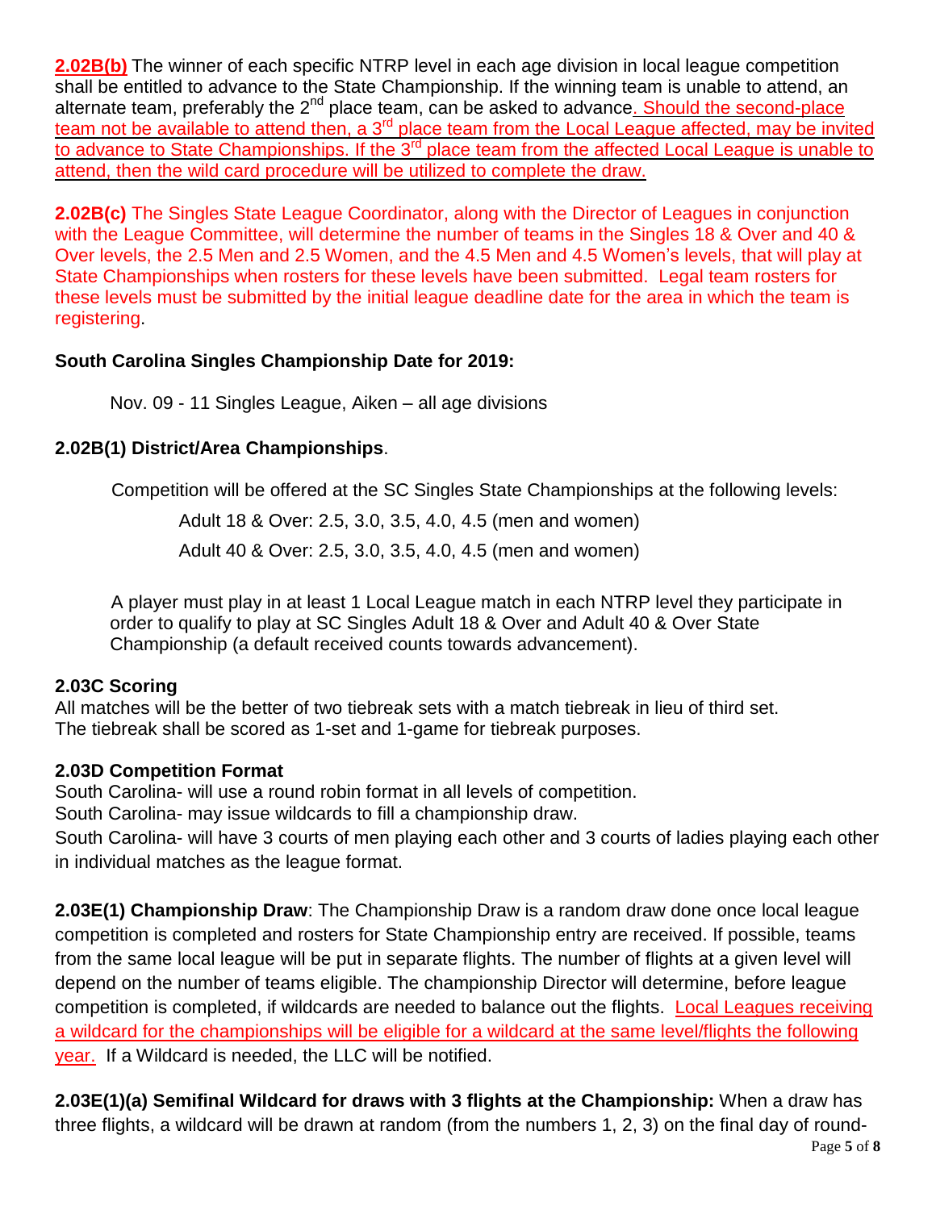**2.02B(b)** The winner of each specific NTRP level in each age division in local league competition shall be entitled to advance to the State Championship. If the winning team is unable to attend, an alternate team, preferably the 2nd place team, can be asked to advance. Should the second-place team not be available to attend then, a 3rd place team from the Local League affected, may be invited to advance to State Championships. If the 3rd place team from the affected Local League is unable to attend, then the wild card procedure will be utilized to complete the draw.

**2.02B(c)** The Singles State League Coordinator, along with the Director of Leagues in conjunction with the League Committee, will determine the number of teams in the Singles 18 & Over and 40 & Over levels, the 2.5 Men and 2.5 Women, and the 4.5 Men and 4.5 Women's levels, that will play at State Championships when rosters for these levels have been submitted. Legal team rosters for these levels must be submitted by the initial league deadline date for the area in which the team is registering.

**South Carolina Singles Championship Date for 2019:**

Nov. 09 - 11 Singles League, Aiken – all age divisions

**2.02B(1) District/Area Championships**.

Competition will be offered at the SC Singles State Championships at the following levels:

Adult 18 & Over: 2.5, 3.0, 3.5, 4.0, 4.5 (men and women)

Adult 40 & Over: 2.5, 3.0, 3.5, 4.0, 4.5 (men and women)

A player must play in at least 1 Local League match in each NTRP level they participate in order to qualify to play at SC Singles Adult 18 & Over and Adult 40 & Over State Championship (a default received counts towards advancement).

**2.03C Scoring**

All matches will be the better of two tiebreak sets with a match tiebreak in lieu of third set. The tiebreak shall be scored as 1-set and 1-game for tiebreak purposes.

**2.03D Competition Format**

South Carolina- will use a round robin format in all levels of competition.

South Carolina- may issue wildcards to fill a championship draw.

South Carolina- will have 3 courts of men playing each other and 3 courts of ladies playing each other in individual matches as the league format.

**2.03E(1) Championship Draw**: The Championship Draw is a random draw done once local league competition is completed and rosters for State Championship entry are received. If possible, teams from the same local league will be put in separate flights. The number of flights at a given level will depend on the number of teams eligible. The championship Director will determine, before league competition is completed, if wildcards are needed to balance out the flights. Local Leagues receiving a wildcard for the championships will be eligible for a wildcard at the same level/flights the following year. If a Wildcard is needed, the LLC will be notified.

**2.03E(1)(a) Semifinal Wildcard for draws with 3 flights at the Championship:** When a draw has three flights, a wildcard will be drawn at random (from the numbers 1, 2, 3) on the final day of round-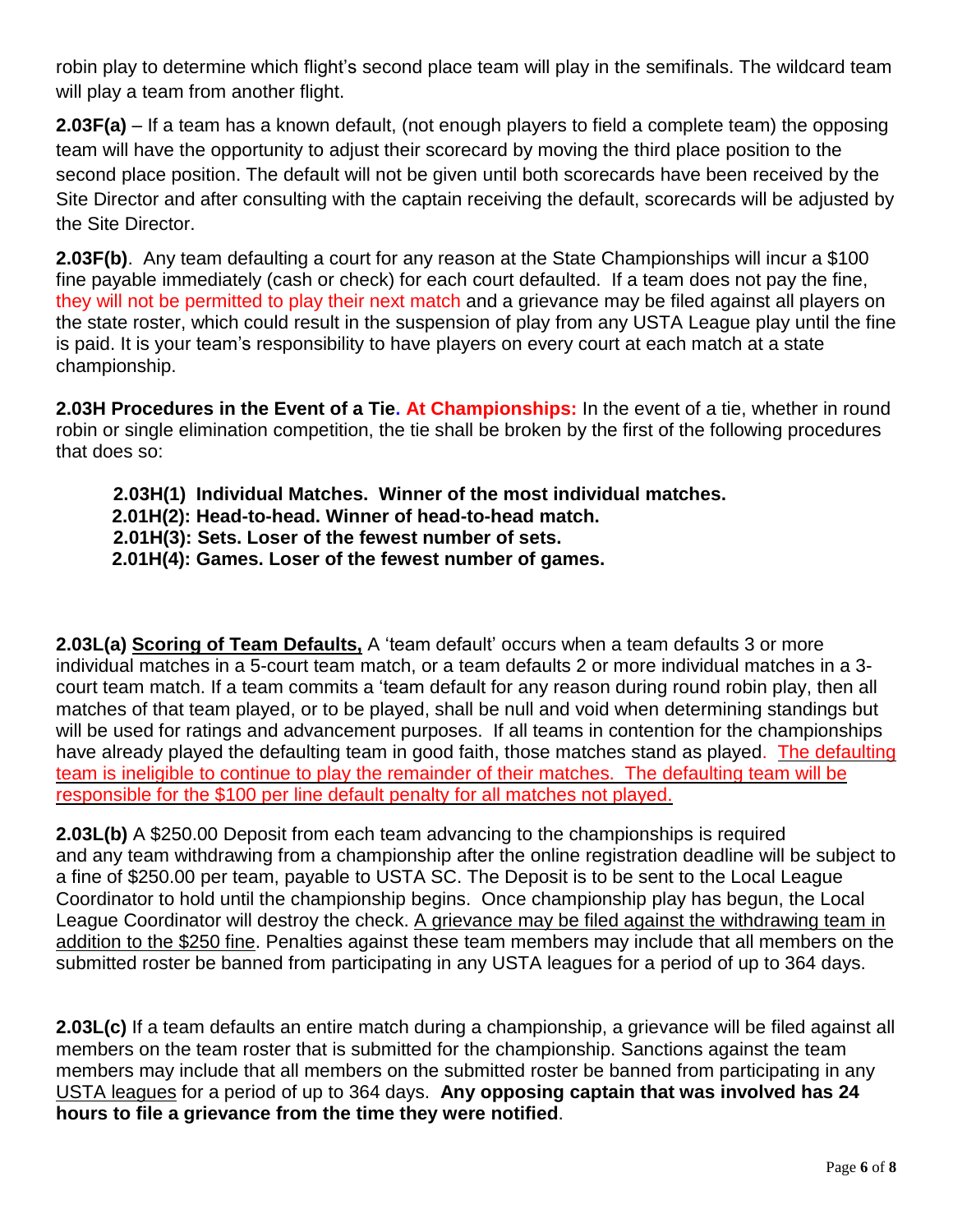robin play to determine which flight's second place team will play in the semifinals. The wildcard team will play a team from another flight.

**2.03F(a)** – If a team has a known default, (not enough players to field a complete team) the opposing team will have the opportunity to adjust their scorecard by moving the third place position to the second place position. The default will not be given until both scorecards have been received by the Site Director and after consulting with the captain receiving the default, scorecards will be adjusted by the Site Director.

**2.03F(b)**. Any team defaulting a court for any reason at the State Championships will incur a $100 fine payable immediately (cash or check) for each court defaulted. If a team does not pay the fine, they will not be permitted to play their next match and a grievance may be filed against all players on the state roster, which could result in the suspension of play from any USTA League play until the fine is paid. It is your team's responsibility to have players on every court at each match at a state championship.

**2.03H Procedures in the Event of a Tie. At Championships:** In the event of a tie, whether in round robin or single elimination competition, the tie shall be broken by the first of the following procedures that does so:

**2.03H(1) Individual Matches. Winner of the most individual matches.**
**2.01H(2): Head-to-head. Winner of head-to-head match.**
**2.01H(3): Sets. Loser of the fewest number of sets.**
**2.01H(4): Games. Loser of the fewest number of games.**

**2.03L(a)** **Scoring of Team Defaults,** A 'team default' occurs when a team defaults 3 or more individual matches in a 5-court team match, or a team defaults 2 or more individual matches in a 3-court team match. If a team commits a 'team default for any reason during round robin play, then all matches of that team played, or to be played, shall be null and void when determining standings but will be used for ratings and advancement purposes. If all teams in contention for the championships have already played the defaulting team in good faith, those matches stand as played. The defaulting team is ineligible to continue to play the remainder of their matches. The defaulting team will be responsible for the $100 per line default penalty for all matches not played.

**2.03L(b)** A $250.00 Deposit from each team advancing to the championships is required and any team withdrawing from a championship after the online registration deadline will be subject to a fine of $250.00 per team, payable to USTA SC. The Deposit is to be sent to the Local League Coordinator to hold until the championship begins. Once championship play has begun, the Local League Coordinator will destroy the check. A grievance may be filed against the withdrawing team in addition to the $250 fine. Penalties against these team members may include that all members on the submitted roster be banned from participating in any USTA leagues for a period of up to 364 days.

**2.03L(c)** If a team defaults an entire match during a championship, a grievance will be filed against all members on the team roster that is submitted for the championship. Sanctions against the team members may include that all members on the submitted roster be banned from participating in any USTA leagues for a period of up to 364 days. **Any opposing captain that was involved has 24 hours to file a grievance from the time they were notified**.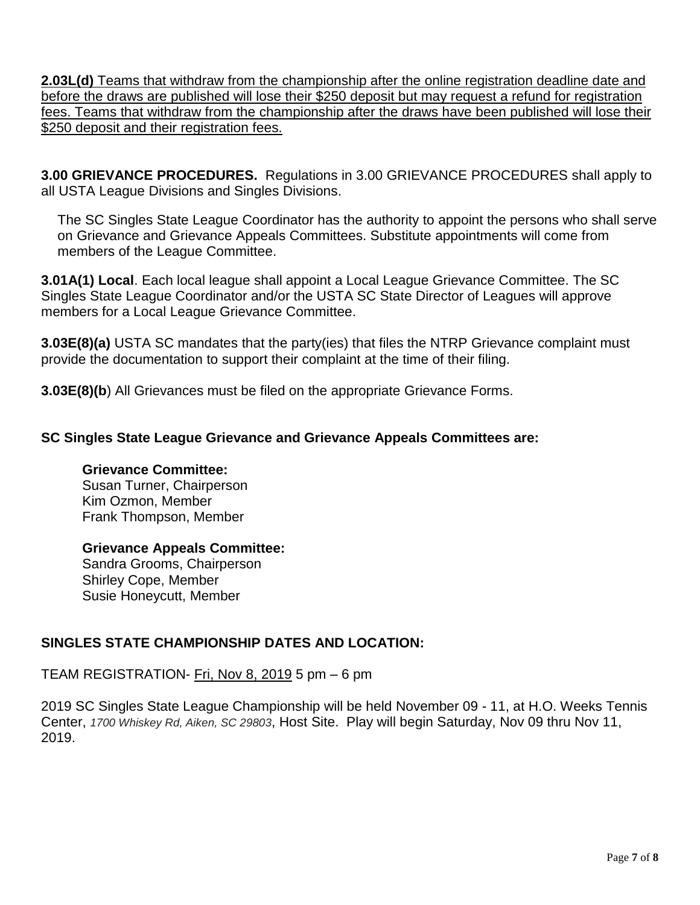**2.03L(d)** Teams that withdraw from the championship after the online registration deadline date and before the draws are published will lose their \$250 deposit but may request a refund for registration fees. Teams that withdraw from the championship after the draws have been published will lose their \$250 deposit and their registration fees.

**3.00 GRIEVANCE PROCEDURES.** Regulations in 3.00 GRIEVANCE PROCEDURES shall apply to all USTA League Divisions and Singles Divisions.

The SC Singles State League Coordinator has the authority to appoint the persons who shall serve on Grievance and Grievance Appeals Committees. Substitute appointments will come from members of the League Committee.

**3.01A(1) Local**. Each local league shall appoint a Local League Grievance Committee. The SC Singles State League Coordinator and/or the USTA SC State Director of Leagues will approve members for a Local League Grievance Committee.

**3.03E(8)(a)** USTA SC mandates that the party(ies) that files the NTRP Grievance complaint must provide the documentation to support their complaint at the time of their filing.

**3.03E(8)(b**) All Grievances must be filed on the appropriate Grievance Forms.

**SC Singles State League Grievance and Grievance Appeals Committees are:**

**Grievance Committee:**
Susan Turner, Chairperson
Kim Ozmon, Member
Frank Thompson, Member

**Grievance Appeals Committee:**
Sandra Grooms, Chairperson
Shirley Cope, Member
Susie Honeycutt, Member

**SINGLES STATE CHAMPIONSHIP DATES AND LOCATION:**

TEAM REGISTRATION- Fri, Nov 8, 2019 5 pm – 6 pm

2019 SC Singles State League Championship will be held November 09 - 11, at H.O. Weeks Tennis Center, *1700 Whiskey Rd, Aiken, SC 29803*, Host Site. Play will begin Saturday, Nov 09 thru Nov 11, 2019.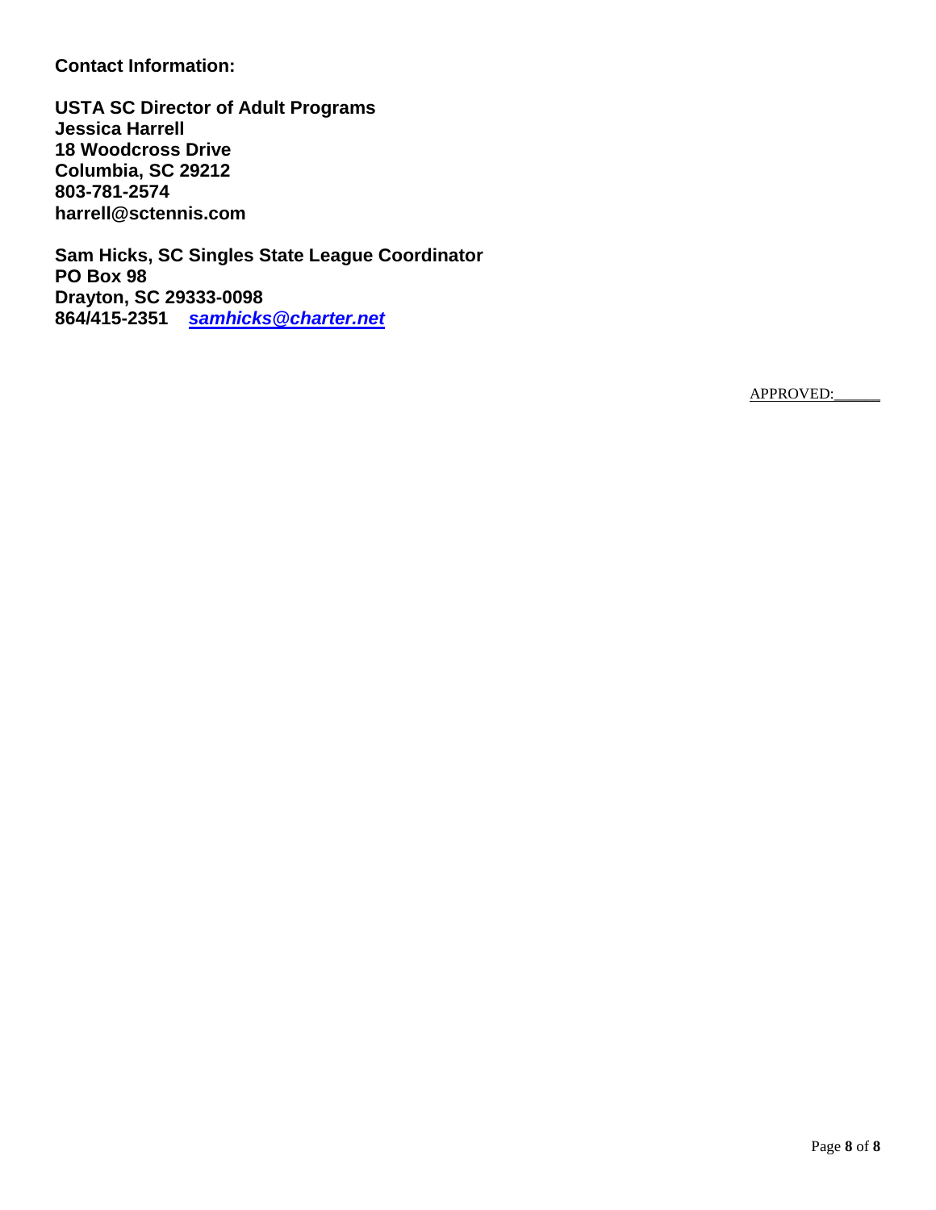**Contact Information:**

**USTA SC Director of Adult Programs**
**Jessica Harrell**
**18 Woodcross Drive**
**Columbia, SC 29212**
**803-781-2574**
**harrell@sctennis.com**

**Sam Hicks, SC Singles State League Coordinator**
**PO Box 98**
**Drayton, SC 29333-0098**
**864/415-2351** ***samhicks@charter.net***

APPROVED:______